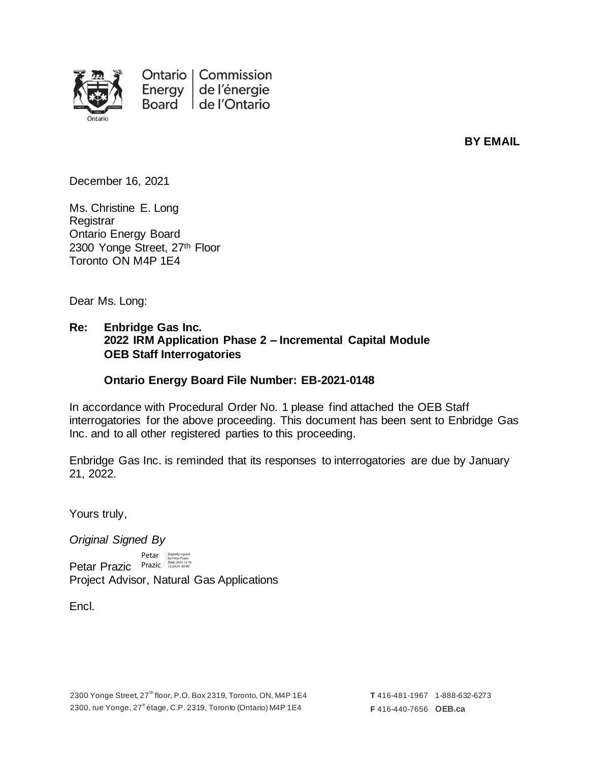Ontario Energy Board | Commission de l'énergie de l'Ontario

**BY EMAIL**

December 16, 2021

Ms. Christine E. Long
Registrar
Ontario Energy Board
2300 Yonge Street, 27th Floor
Toronto ON M4P 1E4

Dear Ms. Long:

**Re: Enbridge Gas Inc.**
**2022 IRM Application Phase 2 – Incremental Capital Module**
**OEB Staff Interrogatories**

**Ontario Energy Board File Number: EB-2021-0148**

In accordance with Procedural Order No. 1 please find attached the OEB Staff interrogatories for the above proceeding. This document has been sent to Enbridge Gas Inc. and to all other registered parties to this proceeding.

Enbridge Gas Inc. is reminded that its responses to interrogatories are due by January 21, 2022.

Yours truly,

*Original Signed By*

Petar Prazic
Project Advisor, Natural Gas Applications

Encl.

2300 Yonge Street, 27th floor, P.O. Box 2319, Toronto, ON, M4P 1E4
2300, rue Yonge, 27e étage, C.P. 2319, Toronto (Ontario) M4P 1E4

**T** 416-481-1967 1-888-632-6273
**F** 416-440-7656 **OEB.ca**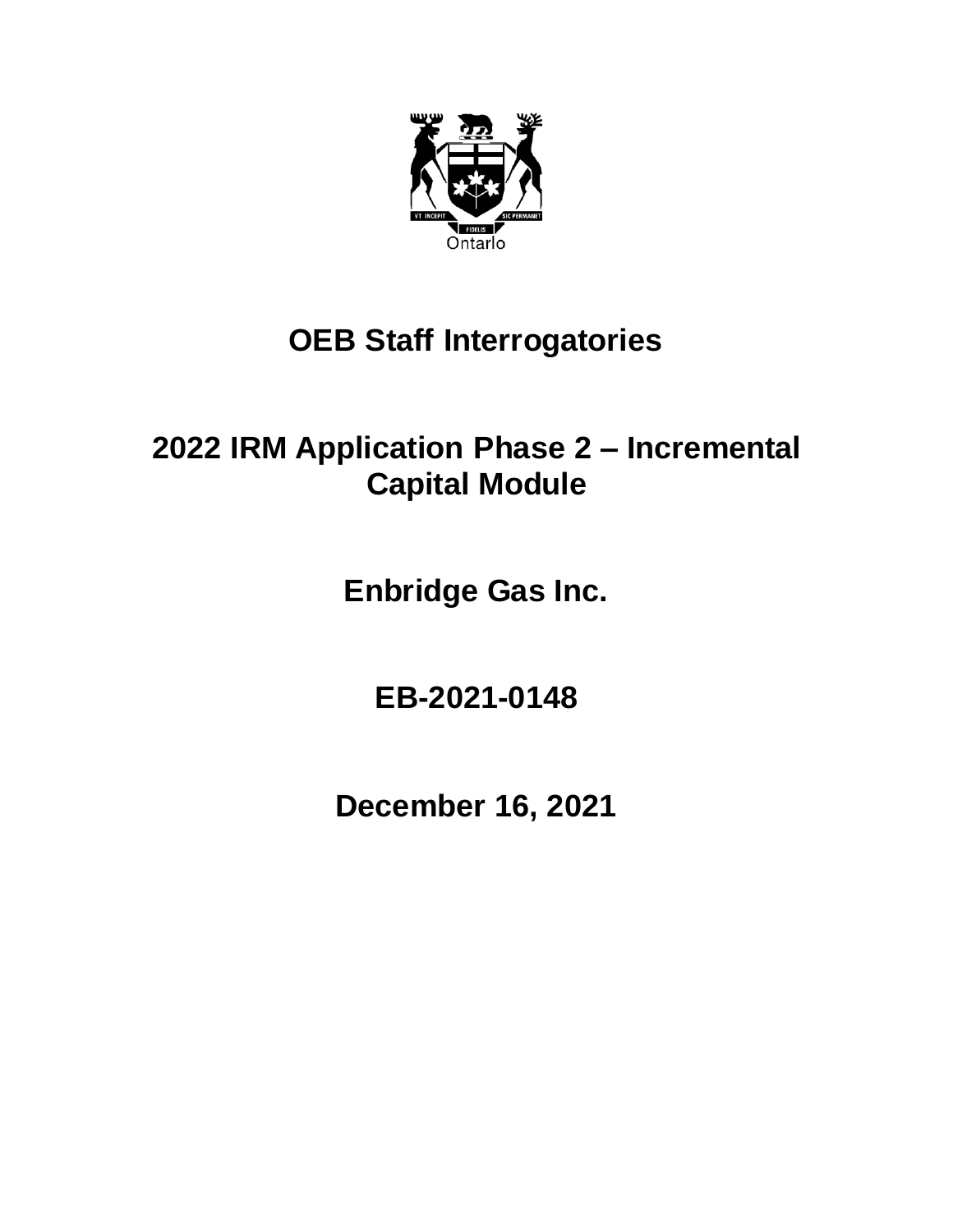# OEB Staff Interrogatories

# 2022 IRM Application Phase 2 – Incremental Capital Module

# Enbridge Gas Inc.

# EB-2021-0148

# December 16, 2021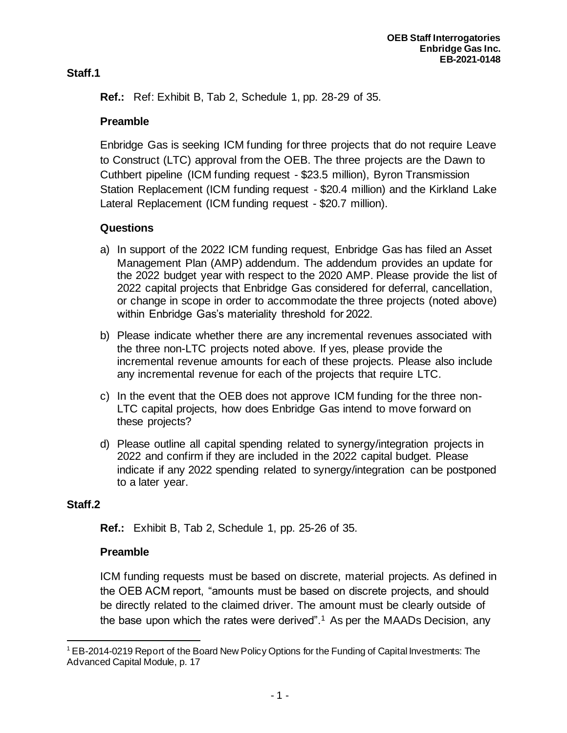**OEB Staff Interrogatories**
**Enbridge Gas Inc.**
**EB-2021-0148**

## Staff.1

**Ref.:** Ref: Exhibit B, Tab 2, Schedule 1, pp. 28-29 of 35.

### Preamble

Enbridge Gas is seeking ICM funding for three projects that do not require Leave to Construct (LTC) approval from the OEB. The three projects are the Dawn to Cuthbert pipeline (ICM funding request - $23.5 million), Byron Transmission Station Replacement (ICM funding request - $20.4 million) and the Kirkland Lake Lateral Replacement (ICM funding request - $20.7 million).

### Questions

a) In support of the 2022 ICM funding request, Enbridge Gas has filed an Asset Management Plan (AMP) addendum. The addendum provides an update for the 2022 budget year with respect to the 2020 AMP. Please provide the list of 2022 capital projects that Enbridge Gas considered for deferral, cancellation, or change in scope in order to accommodate the three projects (noted above) within Enbridge Gas's materiality threshold for 2022.

b) Please indicate whether there are any incremental revenues associated with the three non-LTC projects noted above. If yes, please provide the incremental revenue amounts for each of these projects. Please also include any incremental revenue for each of the projects that require LTC.

c) In the event that the OEB does not approve ICM funding for the three non-LTC capital projects, how does Enbridge Gas intend to move forward on these projects?

d) Please outline all capital spending related to synergy/integration projects in 2022 and confirm if they are included in the 2022 capital budget. Please indicate if any 2022 spending related to synergy/integration can be postponed to a later year.

## Staff.2

**Ref.:** Exhibit B, Tab 2, Schedule 1, pp. 25-26 of 35.

### Preamble

ICM funding requests must be based on discrete, material projects. As defined in the OEB ACM report, "amounts must be based on discrete projects, and should be directly related to the claimed driver. The amount must be clearly outside of the base upon which the rates were derived".[1] As per the MAADs Decision, any

[1] EB-2014-0219 Report of the Board New Policy Options for the Funding of Capital Investments: The Advanced Capital Module, p. 17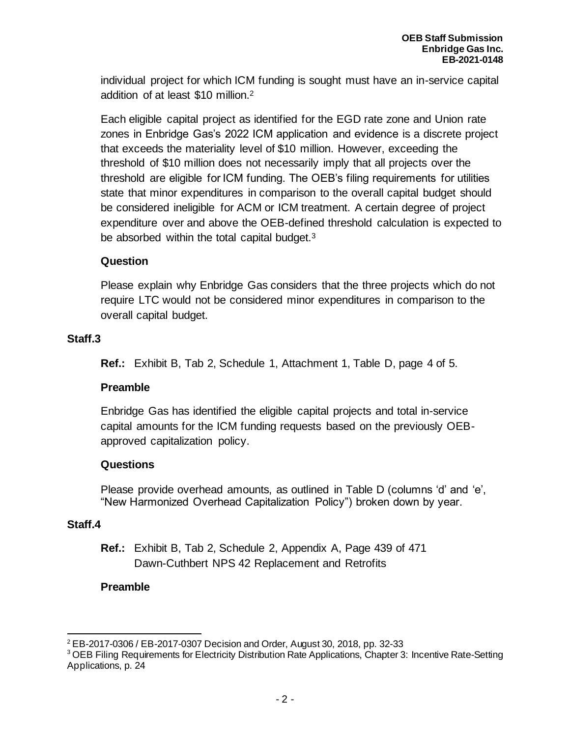individual project for which ICM funding is sought must have an in-service capital addition of at least $10 million.[2]

Each eligible capital project as identified for the EGD rate zone and Union rate zones in Enbridge Gas's 2022 ICM application and evidence is a discrete project that exceeds the materiality level of $10 million. However, exceeding the threshold of $10 million does not necessarily imply that all projects over the threshold are eligible for ICM funding. The OEB's filing requirements for utilities state that minor expenditures in comparison to the overall capital budget should be considered ineligible for ACM or ICM treatment. A certain degree of project expenditure over and above the OEB-defined threshold calculation is expected to be absorbed within the total capital budget.[3]

**Question**

Please explain why Enbridge Gas considers that the three projects which do not require LTC would not be considered minor expenditures in comparison to the overall capital budget.

### Staff.3

**Ref.:** Exhibit B, Tab 2, Schedule 1, Attachment 1, Table D, page 4 of 5.

**Preamble**

Enbridge Gas has identified the eligible capital projects and total in-service capital amounts for the ICM funding requests based on the previously OEB-approved capitalization policy.

**Questions**

Please provide overhead amounts, as outlined in Table D (columns 'd' and 'e', "New Harmonized Overhead Capitalization Policy") broken down by year.

### Staff.4

**Ref.:** Exhibit B, Tab 2, Schedule 2, Appendix A, Page 439 of 471
Dawn-Cuthbert NPS 42 Replacement and Retrofits

**Preamble**

---

[2] EB-2017-0306 / EB-2017-0307 Decision and Order, August 30, 2018, pp. 32-33

[3] OEB Filing Requirements for Electricity Distribution Rate Applications, Chapter 3: Incentive Rate-Setting Applications, p. 24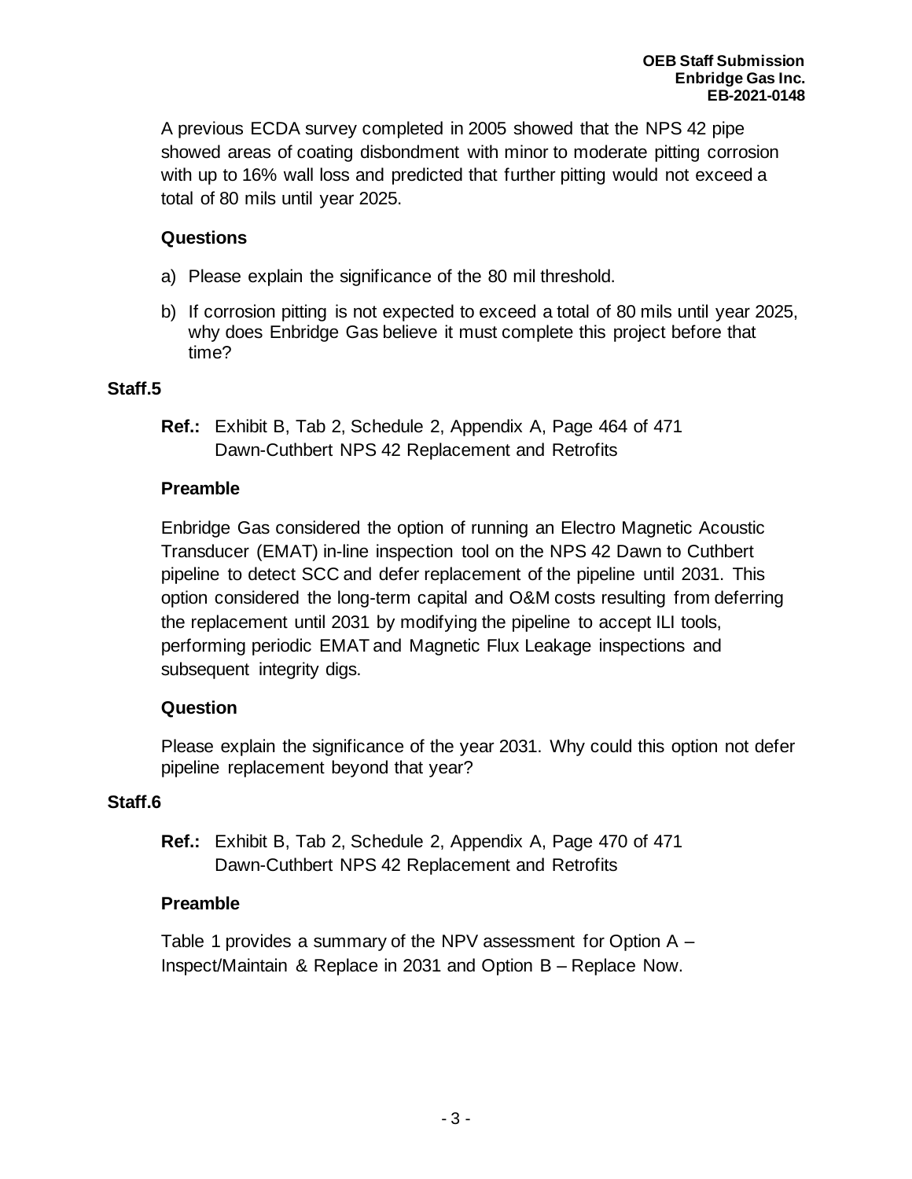A previous ECDA survey completed in 2005 showed that the NPS 42 pipe showed areas of coating disbondment with minor to moderate pitting corrosion with up to 16% wall loss and predicted that further pitting would not exceed a total of 80 mils until year 2025.

**Questions**

a) Please explain the significance of the 80 mil threshold.

b) If corrosion pitting is not expected to exceed a total of 80 mils until year 2025, why does Enbridge Gas believe it must complete this project before that time?

### Staff.5

**Ref.:** Exhibit B, Tab 2, Schedule 2, Appendix A, Page 464 of 471
Dawn-Cuthbert NPS 42 Replacement and Retrofits

**Preamble**

Enbridge Gas considered the option of running an Electro Magnetic Acoustic Transducer (EMAT) in-line inspection tool on the NPS 42 Dawn to Cuthbert pipeline to detect SCC and defer replacement of the pipeline until 2031. This option considered the long-term capital and O&M costs resulting from deferring the replacement until 2031 by modifying the pipeline to accept ILI tools, performing periodic EMAT and Magnetic Flux Leakage inspections and subsequent integrity digs.

**Question**

Please explain the significance of the year 2031. Why could this option not defer pipeline replacement beyond that year?

### Staff.6

**Ref.:** Exhibit B, Tab 2, Schedule 2, Appendix A, Page 470 of 471
Dawn-Cuthbert NPS 42 Replacement and Retrofits

**Preamble**

Table 1 provides a summary of the NPV assessment for Option A – Inspect/Maintain & Replace in 2031 and Option B – Replace Now.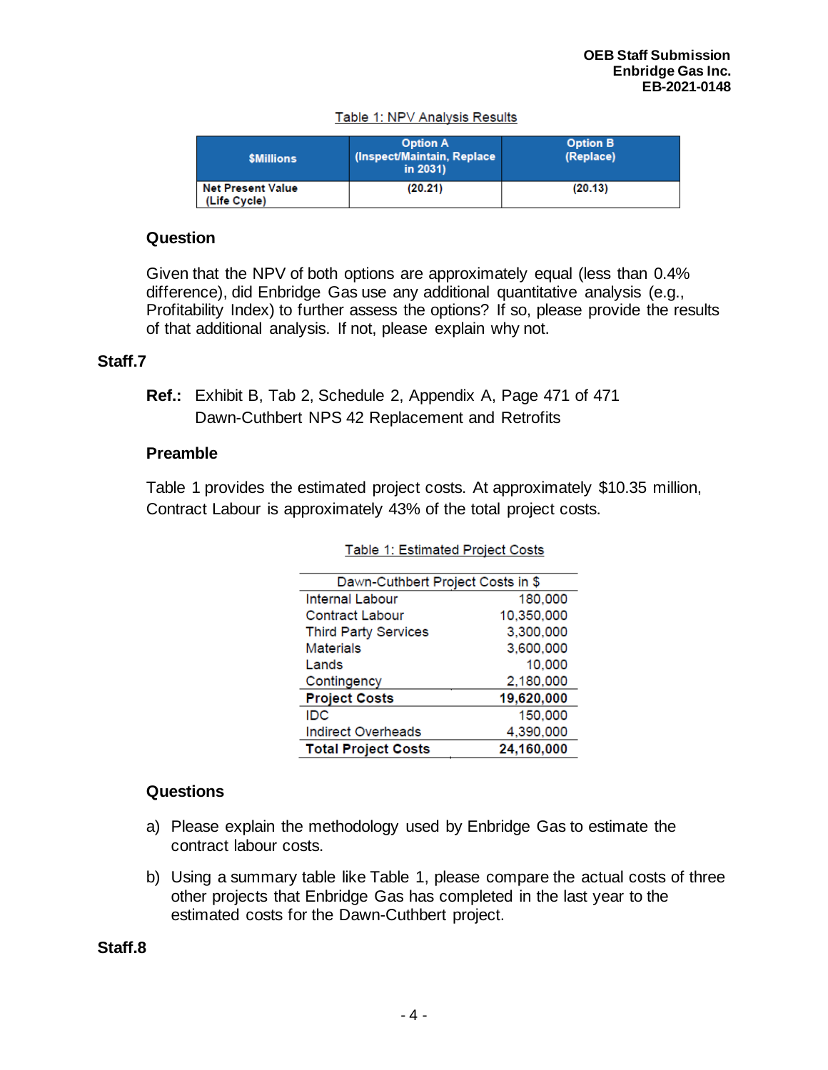Table 1: NPV Analysis Results

| $Millions | Option A (Inspect/Maintain, Replace in 2031) | Option B (Replace) |
|---|---|---|
| Net Present Value (Life Cycle) | (20.21) | (20.13) |

### Question

Given that the NPV of both options are approximately equal (less than 0.4% difference), did Enbridge Gas use any additional quantitative analysis (e.g., Profitability Index) to further assess the options? If so, please provide the results of that additional analysis. If not, please explain why not.

## Staff.7

**Ref.:** Exhibit B, Tab 2, Schedule 2, Appendix A, Page 471 of 471
Dawn-Cuthbert NPS 42 Replacement and Retrofits

### Preamble

Table 1 provides the estimated project costs. At approximately $10.35 million, Contract Labour is approximately 43% of the total project costs.

Table 1: Estimated Project Costs

| Dawn-Cuthbert Project Costs in $ | |
|---|---|
| Internal Labour | 180,000 |
| Contract Labour | 10,350,000 |
| Third Party Services | 3,300,000 |
| Materials | 3,600,000 |
| Lands | 10,000 |
| Contingency | 2,180,000 |
| **Project Costs** | **19,620,000** |
| IDC | 150,000 |
| Indirect Overheads | 4,390,000 |
| **Total Project Costs** | **24,160,000** |

### Questions

a) Please explain the methodology used by Enbridge Gas to estimate the contract labour costs.

b) Using a summary table like Table 1, please compare the actual costs of three other projects that Enbridge Gas has completed in the last year to the estimated costs for the Dawn-Cuthbert project.

## Staff.8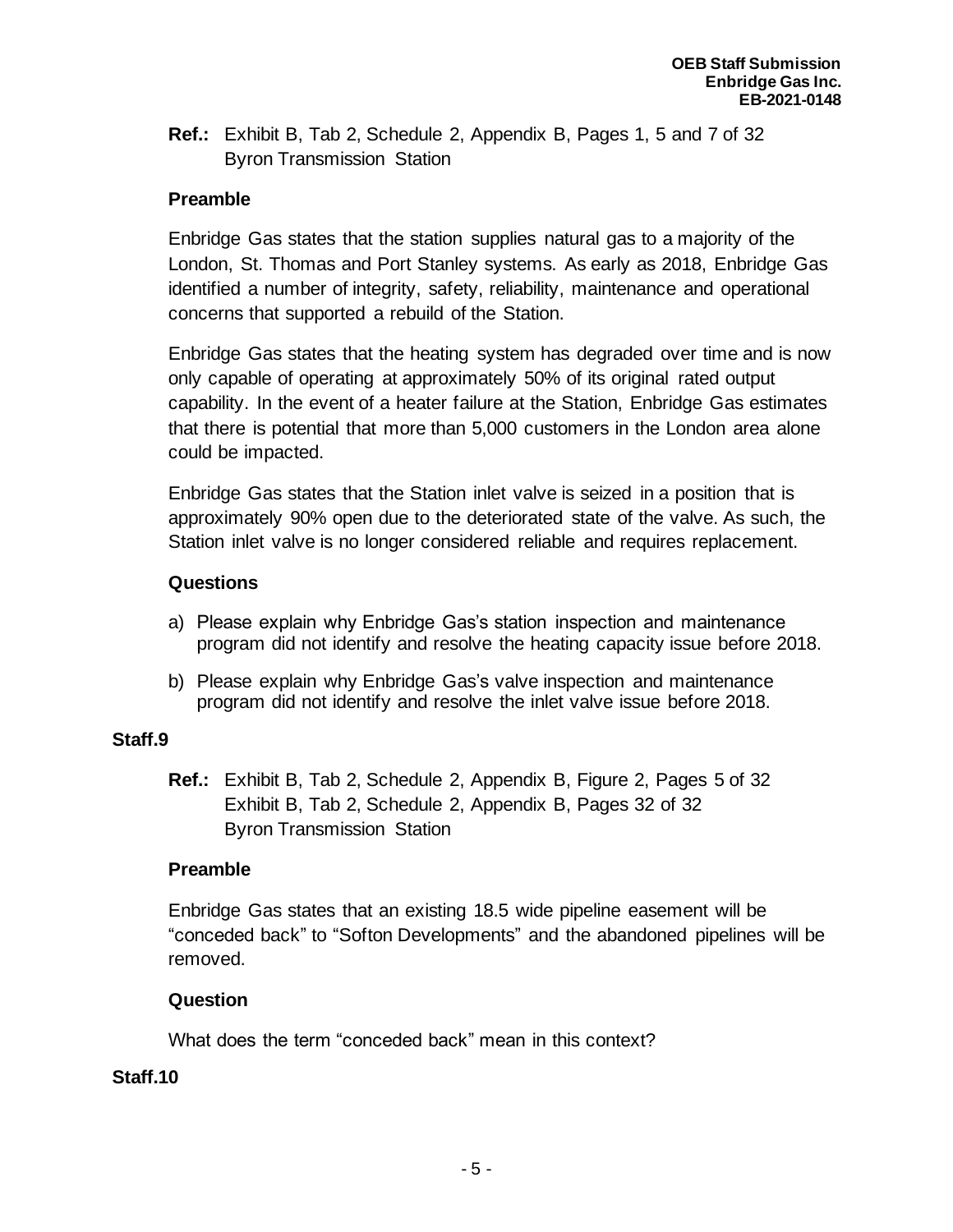**Ref.:** Exhibit B, Tab 2, Schedule 2, Appendix B, Pages 1, 5 and 7 of 32
Byron Transmission Station

**Preamble**

Enbridge Gas states that the station supplies natural gas to a majority of the London, St. Thomas and Port Stanley systems. As early as 2018, Enbridge Gas identified a number of integrity, safety, reliability, maintenance and operational concerns that supported a rebuild of the Station.

Enbridge Gas states that the heating system has degraded over time and is now only capable of operating at approximately 50% of its original rated output capability. In the event of a heater failure at the Station, Enbridge Gas estimates that there is potential that more than 5,000 customers in the London area alone could be impacted.

Enbridge Gas states that the Station inlet valve is seized in a position that is approximately 90% open due to the deteriorated state of the valve. As such, the Station inlet valve is no longer considered reliable and requires replacement.

**Questions**

a) Please explain why Enbridge Gas's station inspection and maintenance program did not identify and resolve the heating capacity issue before 2018.

b) Please explain why Enbridge Gas's valve inspection and maintenance program did not identify and resolve the inlet valve issue before 2018.

**Staff.9**

**Ref.:** Exhibit B, Tab 2, Schedule 2, Appendix B, Figure 2, Pages 5 of 32
Exhibit B, Tab 2, Schedule 2, Appendix B, Pages 32 of 32
Byron Transmission Station

**Preamble**

Enbridge Gas states that an existing 18.5 wide pipeline easement will be "conceded back" to "Softon Developments" and the abandoned pipelines will be removed.

**Question**

What does the term "conceded back" mean in this context?

**Staff.10**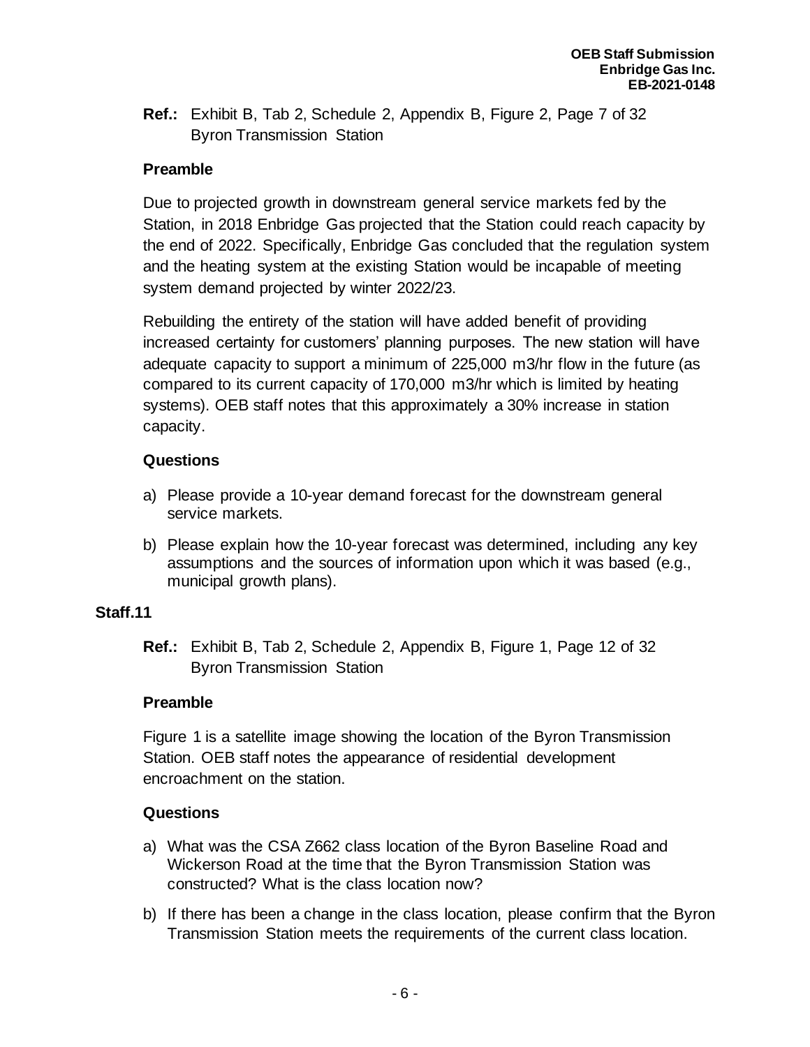**Ref.:** Exhibit B, Tab 2, Schedule 2, Appendix B, Figure 2, Page 7 of 32
Byron Transmission Station

**Preamble**

Due to projected growth in downstream general service markets fed by the Station, in 2018 Enbridge Gas projected that the Station could reach capacity by the end of 2022. Specifically, Enbridge Gas concluded that the regulation system and the heating system at the existing Station would be incapable of meeting system demand projected by winter 2022/23.

Rebuilding the entirety of the station will have added benefit of providing increased certainty for customers' planning purposes. The new station will have adequate capacity to support a minimum of 225,000 m3/hr flow in the future (as compared to its current capacity of 170,000 m3/hr which is limited by heating systems). OEB staff notes that this approximately a 30% increase in station capacity.

**Questions**

a) Please provide a 10-year demand forecast for the downstream general service markets.

b) Please explain how the 10-year forecast was determined, including any key assumptions and the sources of information upon which it was based (e.g., municipal growth plans).

## Staff.11

**Ref.:** Exhibit B, Tab 2, Schedule 2, Appendix B, Figure 1, Page 12 of 32
Byron Transmission Station

**Preamble**

Figure 1 is a satellite image showing the location of the Byron Transmission Station. OEB staff notes the appearance of residential development encroachment on the station.

**Questions**

a) What was the CSA Z662 class location of the Byron Baseline Road and Wickerson Road at the time that the Byron Transmission Station was constructed? What is the class location now?

b) If there has been a change in the class location, please confirm that the Byron Transmission Station meets the requirements of the current class location.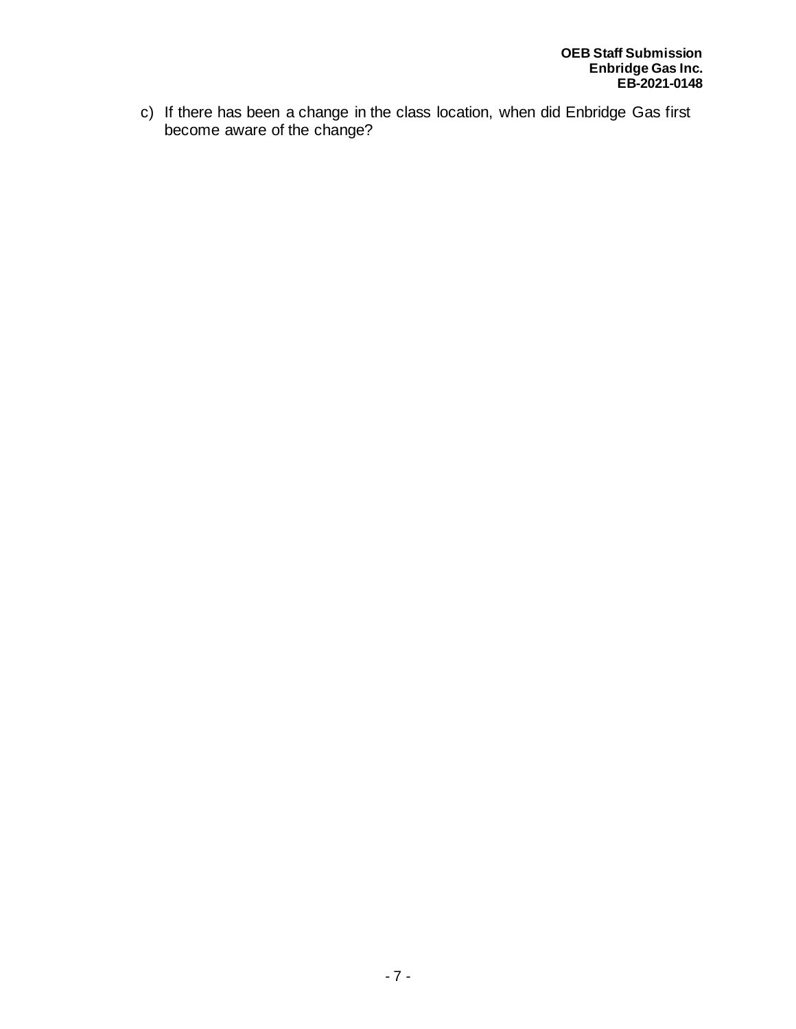c) If there has been a change in the class location, when did Enbridge Gas first become aware of the change?